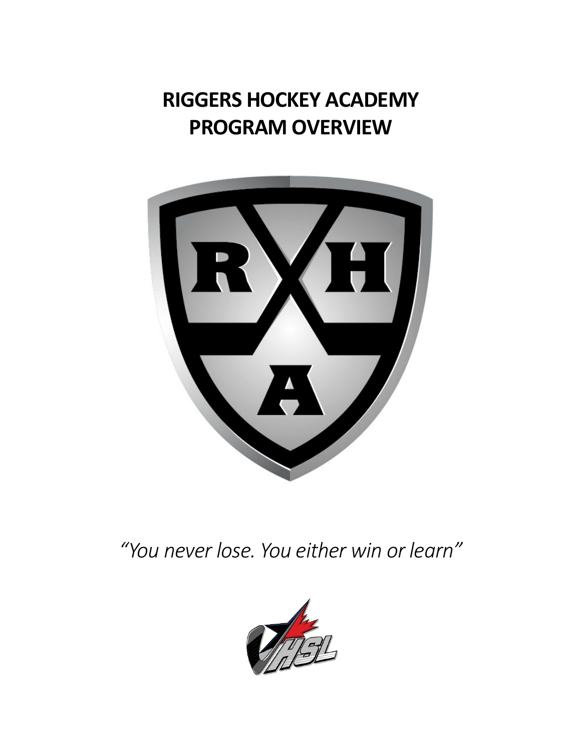# RIGGERS HOCKEY ACADEMY
# PROGRAM OVERVIEW

*"You never lose. You either win or learn"*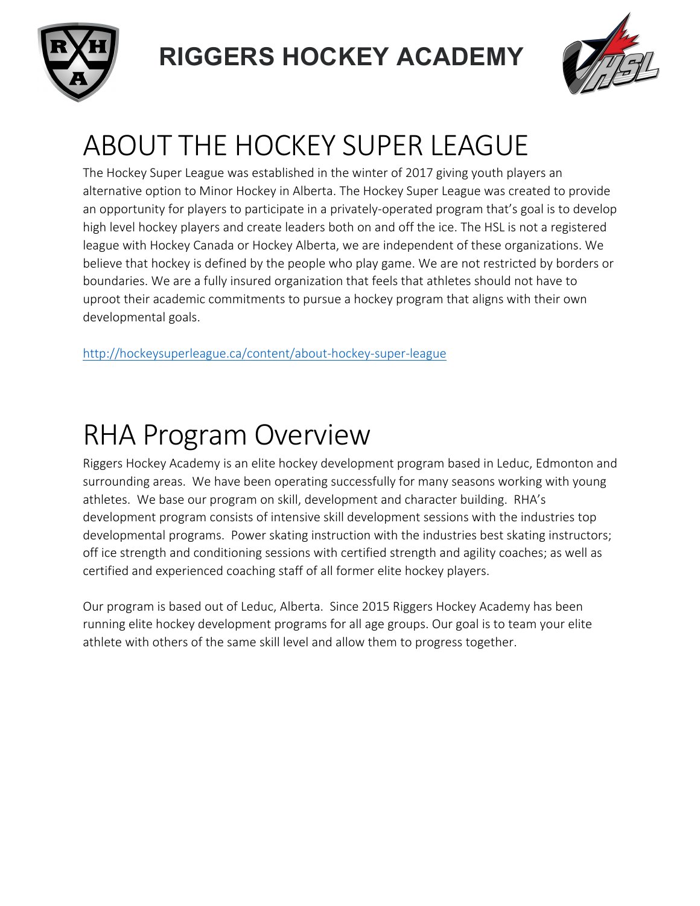# RIGGERS HOCKEY ACADEMY

# ABOUT THE HOCKEY SUPER LEAGUE

The Hockey Super League was established in the winter of 2017 giving youth players an alternative option to Minor Hockey in Alberta. The Hockey Super League was created to provide an opportunity for players to participate in a privately-operated program that's goal is to develop high level hockey players and create leaders both on and off the ice. The HSL is not a registered league with Hockey Canada or Hockey Alberta, we are independent of these organizations. We believe that hockey is defined by the people who play game. We are not restricted by borders or boundaries. We are a fully insured organization that feels that athletes should not have to uproot their academic commitments to pursue a hockey program that aligns with their own developmental goals.

http://hockeysuperleague.ca/content/about-hockey-super-league

# RHA Program Overview

Riggers Hockey Academy is an elite hockey development program based in Leduc, Edmonton and surrounding areas. We have been operating successfully for many seasons working with young athletes. We base our program on skill, development and character building. RHA's development program consists of intensive skill development sessions with the industries top developmental programs. Power skating instruction with the industries best skating instructors; off ice strength and conditioning sessions with certified strength and agility coaches; as well as certified and experienced coaching staff of all former elite hockey players.

Our program is based out of Leduc, Alberta. Since 2015 Riggers Hockey Academy has been running elite hockey development programs for all age groups. Our goal is to team your elite athlete with others of the same skill level and allow them to progress together.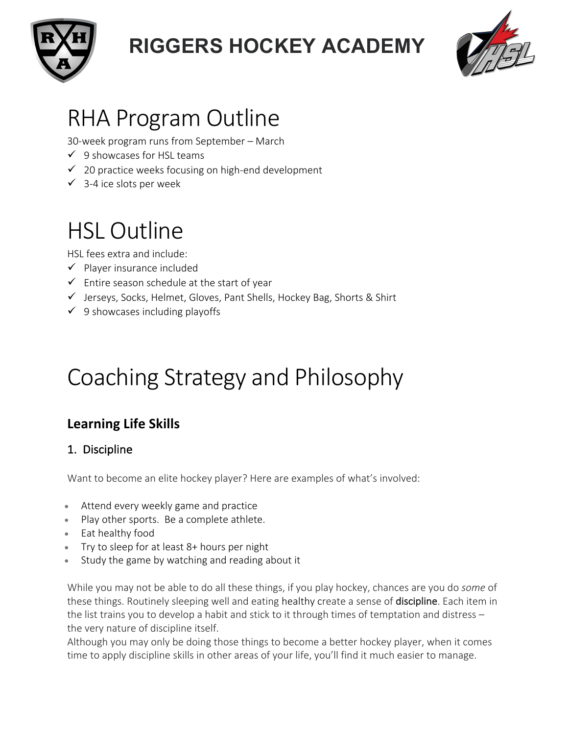# RIGGERS HOCKEY ACADEMY

# RHA Program Outline

30-week program runs from September – March

- ✓ 9 showcases for HSL teams
- ✓ 20 practice weeks focusing on high-end development
- ✓ 3-4 ice slots per week

# HSL Outline

HSL fees extra and include:

- ✓ Player insurance included
- ✓ Entire season schedule at the start of year
- ✓ Jerseys, Socks, Helmet, Gloves, Pant Shells, Hockey Bag, Shorts & Shirt
- ✓ 9 showcases including playoffs

# Coaching Strategy and Philosophy

## Learning Life Skills

### 1. Discipline

Want to become an elite hockey player? Here are examples of what's involved:

- Attend every weekly game and practice
- Play other sports. Be a complete athlete.
- Eat healthy food
- Try to sleep for at least 8+ hours per night
- Study the game by watching and reading about it

While you may not be able to do all these things, if you play hockey, chances are you do *some* of these things. Routinely sleeping well and eating healthy create a sense of **discipline**. Each item in the list trains you to develop a habit and stick to it through times of temptation and distress – the very nature of discipline itself.
Although you may only be doing those things to become a better hockey player, when it comes time to apply discipline skills in other areas of your life, you'll find it much easier to manage.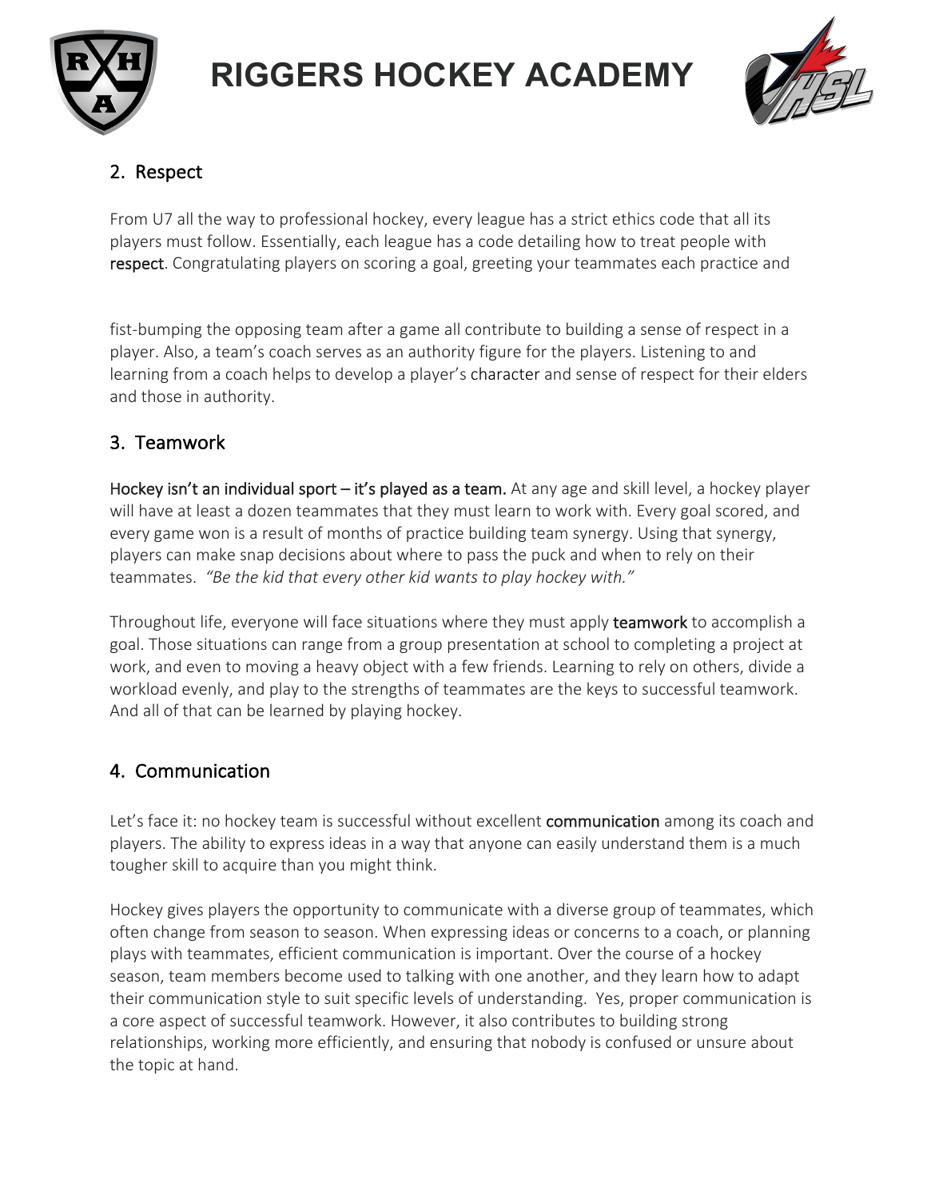## 2. Respect

From U7 all the way to professional hockey, every league has a strict ethics code that all its players must follow. Essentially, each league has a code detailing how to treat people with **respect**. Congratulating players on scoring a goal, greeting your teammates each practice and fist-bumping the opposing team after a game all contribute to building a sense of respect in a player. Also, a team's coach serves as an authority figure for the players. Listening to and learning from a coach helps to develop a player's character and sense of respect for their elders and those in authority.

## 3. Teamwork

**Hockey isn't an individual sport – it's played as a team.** At any age and skill level, a hockey player will have at least a dozen teammates that they must learn to work with. Every goal scored, and every game won is a result of months of practice building team synergy. Using that synergy, players can make snap decisions about where to pass the puck and when to rely on their teammates. *"Be the kid that every other kid wants to play hockey with."*

Throughout life, everyone will face situations where they must apply **teamwork** to accomplish a goal. Those situations can range from a group presentation at school to completing a project at work, and even to moving a heavy object with a few friends. Learning to rely on others, divide a workload evenly, and play to the strengths of teammates are the keys to successful teamwork. And all of that can be learned by playing hockey.

## 4. Communication

Let's face it: no hockey team is successful without excellent **communication** among its coach and players. The ability to express ideas in a way that anyone can easily understand them is a much tougher skill to acquire than you might think.

Hockey gives players the opportunity to communicate with a diverse group of teammates, which often change from season to season. When expressing ideas or concerns to a coach, or planning plays with teammates, efficient communication is important. Over the course of a hockey season, team members become used to talking with one another, and they learn how to adapt their communication style to suit specific levels of understanding. Yes, proper communication is a core aspect of successful teamwork. However, it also contributes to building strong relationships, working more efficiently, and ensuring that nobody is confused or unsure about the topic at hand.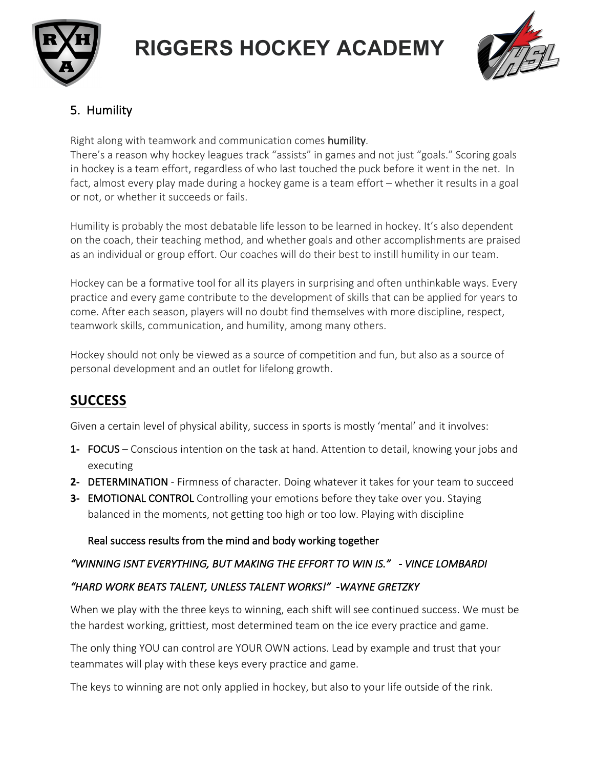## 5. Humility

Right along with teamwork and communication comes **humility**.
There's a reason why hockey leagues track "assists" in games and not just "goals." Scoring goals in hockey is a team effort, regardless of who last touched the puck before it went in the net. In fact, almost every play made during a hockey game is a team effort – whether it results in a goal or not, or whether it succeeds or fails.

Humility is probably the most debatable life lesson to be learned in hockey. It's also dependent on the coach, their teaching method, and whether goals and other accomplishments are praised as an individual or group effort. Our coaches will do their best to instill humility in our team.

Hockey can be a formative tool for all its players in surprising and often unthinkable ways. Every practice and every game contribute to the development of skills that can be applied for years to come. After each season, players will no doubt find themselves with more discipline, respect, teamwork skills, communication, and humility, among many others.

Hockey should not only be viewed as a source of competition and fun, but also as a source of personal development and an outlet for lifelong growth.

# **SUCCESS**

Given a certain level of physical ability, success in sports is mostly 'mental' and it involves:

1. FOCUS – Conscious intention on the task at hand. Attention to detail, knowing your jobs and executing
2. DETERMINATION - Firmness of character. Doing whatever it takes for your team to succeed
3. EMOTIONAL CONTROL Controlling your emotions before they take over you. Staying balanced in the moments, not getting too high or too low. Playing with discipline

Real success results from the mind and body working together

*"WINNING ISNT EVERYTHING, BUT MAKING THE EFFORT TO WIN IS." - VINCE LOMBARDI*

*"HARD WORK BEATS TALENT, UNLESS TALENT WORKS!" -WAYNE GRETZKY*

When we play with the three keys to winning, each shift will see continued success. We must be the hardest working, grittiest, most determined team on the ice every practice and game.

The only thing YOU can control are YOUR OWN actions. Lead by example and trust that your teammates will play with these keys every practice and game.

The keys to winning are not only applied in hockey, but also to your life outside of the rink.